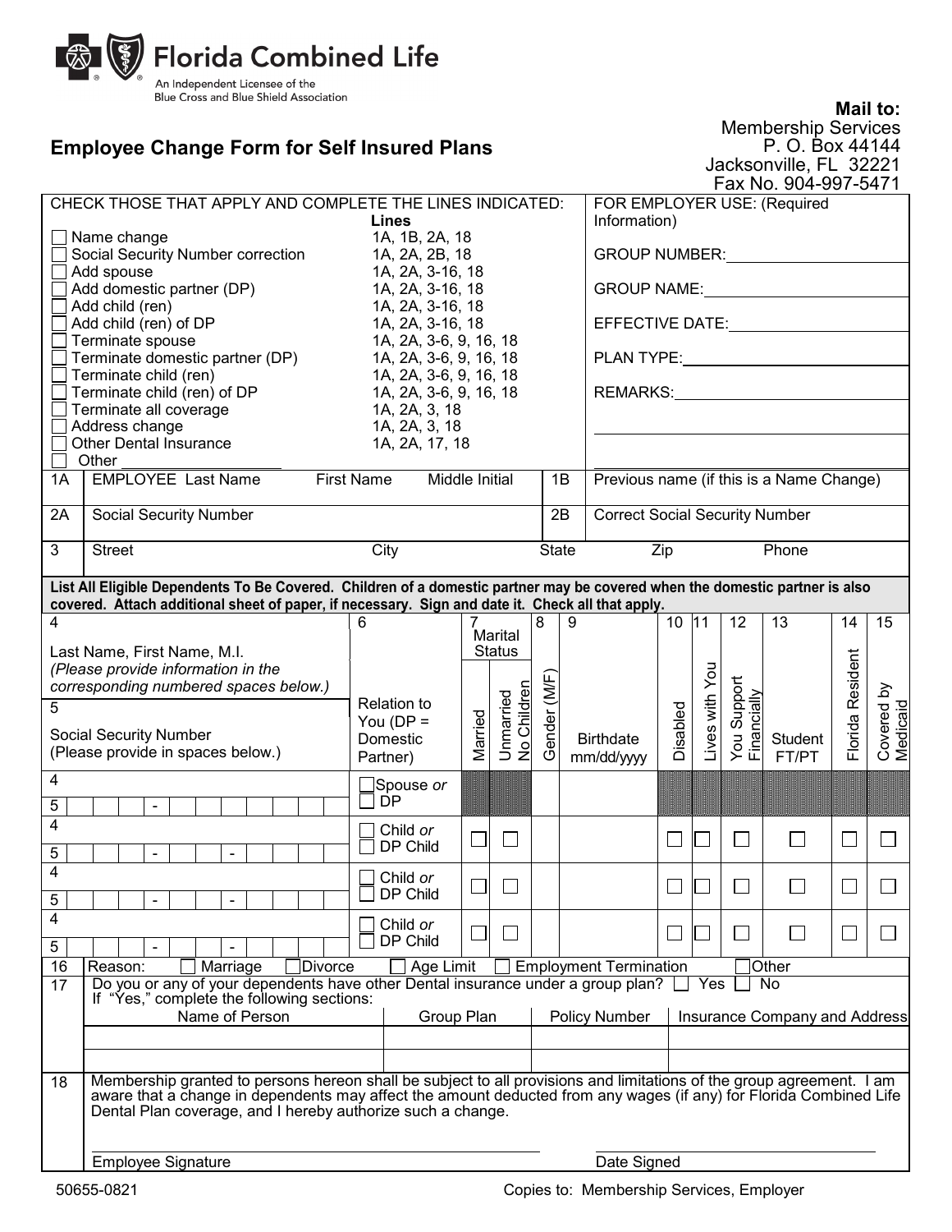**Florida Combined Life**
An Independent Licensee of the Blue Cross and Blue Shield Association

# Employee Change Form for Self Insured Plans

**Mail to:**
Membership Services
P. O. Box 44144
Jacksonville, FL 32221
Fax No. 904-997-5471

CHECK THOSE THAT APPLY AND COMPLETE THE LINES INDICATED:

| | Lines |
|---|---|
| ☐ Name change | 1A, 1B, 2A, 18 |
| ☐ Social Security Number correction | 1A, 2A, 2B, 18 |
| ☐ Add spouse | 1A, 2A, 3-16, 18 |
| ☐ Add domestic partner (DP) | 1A, 2A, 3-16, 18 |
| ☐ Add child (ren) | 1A, 2A, 3-16, 18 |
| ☐ Add child (ren) of DP | 1A, 2A, 3-16, 18 |
| ☐ Terminate spouse | 1A, 2A, 3-6, 9, 16, 18 |
| ☐ Terminate domestic partner (DP) | 1A, 2A, 3-6, 9, 16, 18 |
| ☐ Terminate child (ren) | 1A, 2A, 3-6, 9, 16, 18 |
| ☐ Terminate child (ren) of DP | 1A, 2A, 3-6, 9, 16, 18 |
| ☐ Terminate all coverage | 1A, 2A, 3, 18 |
| ☐ Address change | 1A, 2A, 3, 18 |
| ☐ Other Dental Insurance | 1A, 2A, 17, 18 |
| ☐ Other ________________ | |

FOR EMPLOYER USE: (Required Information)

GROUP NUMBER: ____________________

GROUP NAME: ____________________

EFFECTIVE DATE: ____________________

PLAN TYPE: ____________________

REMARKS: ____________________

| | | | |
|---|---|---|---|
| 1A | EMPLOYEE Last Name First Name Middle Initial | 1B | Previous name (if this is a Name Change) |
| 2A | Social Security Number | 2B | Correct Social Security Number |
| 3 | Street City State Zip Phone | | |

**List All Eligible Dependents To Be Covered. Children of a domestic partner may be covered when the domestic partner is also covered. Attach additional sheet of paper, if necessary. Sign and date it. Check all that apply.**

| 4 Last Name, First Name, M.I. *(Please provide information in the corresponding numbered spaces below.)* / 5 Social Security Number (Please provide in spaces below.) | 6 Relation to You (DP = Domestic Partner) | 7 Marital Status: Married | Unmarried No Children | 8 Gender (M/F) | 9 Birthdate mm/dd/yyyy | 10 Disabled | 11 Lives with You | 12 You Support Financially | 13 Student FT/PT | 14 Florida Resident | 15 Covered by Medicaid |
|---|---|---|---|---|---|---|---|---|---|---|---|
| 4 ______ / 5 ___-___ | ☐ Spouse *or* ☐ DP | | | | | | | | | | |
| 4 ______ / 5 ___-__-____ | ☐ Child *or* ☐ DP Child | ☐ | ☐ | | | ☐ | ☐ | ☐ | ☐ | ☐ | ☐ |
| 4 ______ / 5 ___-__-____ | ☐ Child *or* ☐ DP Child | ☐ | ☐ | | | ☐ | ☐ | ☐ | ☐ | ☐ | ☐ |
| 4 ______ / 5 ___-__-____ | ☐ Child *or* ☐ DP Child | ☐ | ☐ | | | ☐ | ☐ | ☐ | ☐ | ☐ | ☐ |

16 Reason: ☐ Marriage ☐ Divorce ☐ Age Limit ☐ Employment Termination ☐ Other

17 Do you or any of your dependents have other Dental insurance under a group plan? ☐ Yes ☐ No
If "Yes," complete the following sections:

| Name of Person | Group Plan | Policy Number | Insurance Company and Address |
|---|---|---|---|
| | | | |
| | | | |

18 Membership granted to persons hereon shall be subject to all provisions and limitations of the group agreement. I am aware that a change in dependents may affect the amount deducted from any wages (if any) for Florida Combined Life Dental Plan coverage, and I hereby authorize such a change.

______________________________ ______________________________
Employee Signature Date Signed

50655-0821 Copies to: Membership Services, Employer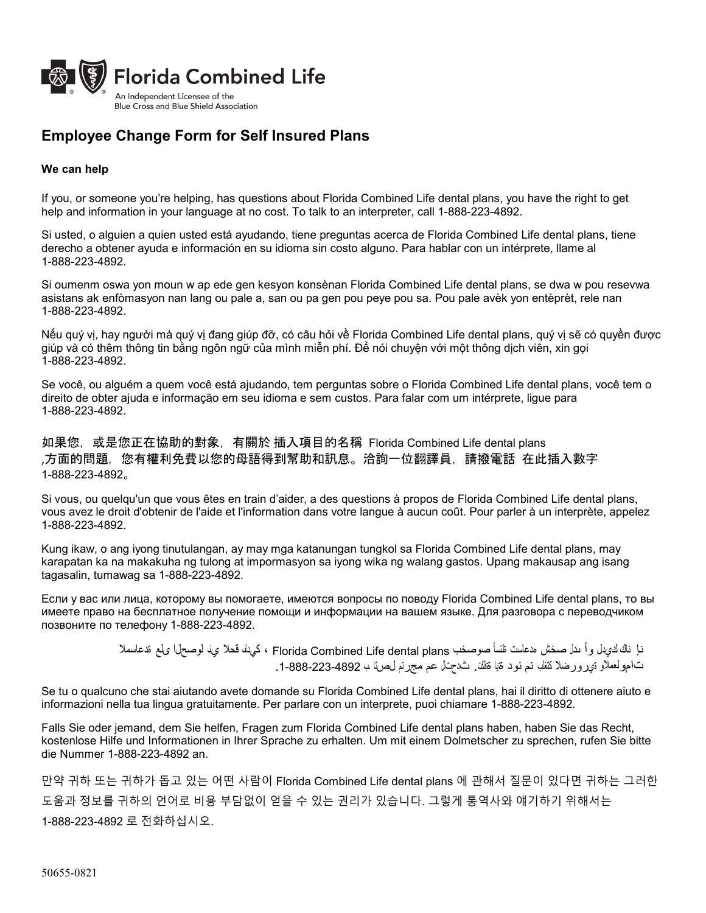Florida Combined Life

An Independent Licensee of the Blue Cross and Blue Shield Association

## Employee Change Form for Self Insured Plans

### We can help

If you, or someone you're helping, has questions about Florida Combined Life dental plans, you have the right to get help and information in your language at no cost. To talk to an interpreter, call 1-888-223-4892.

Si usted, o alguien a quien usted está ayudando, tiene preguntas acerca de Florida Combined Life dental plans, tiene derecho a obtener ayuda e información en su idioma sin costo alguno. Para hablar con un intérprete, llame al 1-888-223-4892.

Si oumenm oswa yon moun w ap ede gen kesyon konsènan Florida Combined Life dental plans, se dwa w pou resevwa asistans ak enfòmasyon nan lang ou pale a, san ou pa gen pou peye pou sa. Pou pale avèk yon entèprèt, rele nan 1-888-223-4892.

Nếu quý vị, hay người mà quý vị đang giúp đỡ, có câu hỏi về Florida Combined Life dental plans, quý vị sẽ có quyền được giúp và có thêm thông tin bằng ngôn ngữ của mình miễn phí. Để nói chuyện với một thông dịch viên, xin gọi 1-888-223-4892.

Se você, ou alguém a quem você está ajudando, tem perguntas sobre o Florida Combined Life dental plans, você tem o direito de obter ajuda e informação em seu idioma e sem custos. Para falar com um intérprete, ligue para 1-888-223-4892.

如果您，或是您正在協助的對象，有關於 插入項目的名稱 Florida Combined Life dental plans ,方面的問題，您有權利免費以您的母語得到幫助和訊息。洽詢一位翻譯員，請撥電話 在此插入數字 1-888-223-4892。

Si vous, ou quelqu'un que vous êtes en train d'aider, a des questions à propos de Florida Combined Life dental plans, vous avez le droit d'obtenir de l'aide et l'information dans votre langue à aucun coût. Pour parler à un interprète, appelez 1-888-223-4892.

Kung ikaw, o ang iyong tinutulungan, ay may mga katanungan tungkol sa Florida Combined Life dental plans, may karapatan ka na makakuha ng tulong at impormasyon sa iyong wika ng walang gastos. Upang makausap ang isang tagasalin, tumawag sa 1-888-223-4892.

Если у вас или лица, которому вы помогаете, имеются вопросы по поводу Florida Combined Life dental plans, то вы имеете право на бесплатное получение помощи и информации на вашем языке. Для разговора с переводчиком позвоните по телефону 1-888-223-4892.

إن كان لديك أو لدى شخص تساعده أسئلة بخصوص Florida Combined Life dental plans ، لديك الحق في الحصول على المساعدة والمعلومات الضرورية بلغتك من دون اية تكلفة. للتحدث مع مترجم اتصل ب 1-888-223-4892.

Se tu o qualcuno che stai aiutando avete domande su Florida Combined Life dental plans, hai il diritto di ottenere aiuto e informazioni nella tua lingua gratuitamente. Per parlare con un interprete, puoi chiamare 1-888-223-4892.

Falls Sie oder jemand, dem Sie helfen, Fragen zum Florida Combined Life dental plans haben, haben Sie das Recht, kostenlose Hilfe und Informationen in Ihrer Sprache zu erhalten. Um mit einem Dolmetscher zu sprechen, rufen Sie bitte die Nummer 1-888-223-4892 an.

만약 귀하 또는 귀하가 돕고 있는 어떤 사람이 Florida Combined Life dental plans 에 관해서 질문이 있다면 귀하는 그러한 도움과 정보를 귀하의 언어로 비용 부담없이 얻을 수 있는 권리가 있습니다. 그렇게 통역사와 얘기하기 위해서는 1-888-223-4892 로 전화하십시오.

50655-0821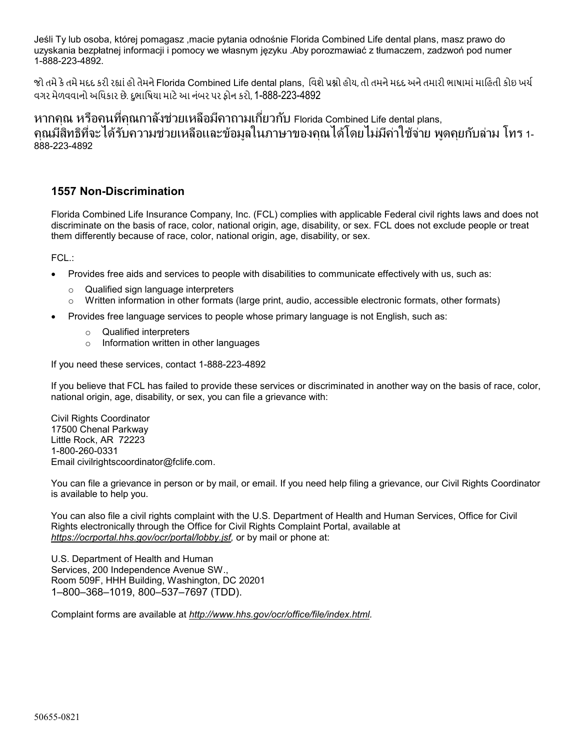Jeśli Ty lub osoba, której pomagasz ,macie pytania odnośnie Florida Combined Life dental plans, masz prawo do uzyskania bezpłatnej informacji i pomocy we własnym języku .Aby porozmawiać z tłumaczem, zadzwoń pod numer 1-888-223-4892.

જો તમે કે તમે મદદ કરી રહ્યાં હો તેમને Florida Combined Life dental plans, વિશે પ્રશ્નો હોય, તો તમને મદદ અને તમારી ભાષામાં માહિતી કોઇ ખર્ચ વગર મેળવવાનો અધિકાર છે. દુભાષિયા માટે આ નંબર પર ફોન કરો, 1-888-223-4892

หากคุณ หรือคนที่คุณกำลังช่วยเหลือมีคำถามเกี่ยวกับ Florida Combined Life dental plans, คุณมีสิทธิที่จะได้รับความช่วยเหลือและข้อมูลในภาษาของคุณได้โดยไม่มีค่าใช้จ่าย พูดคุยกับล่าม โทร 1-888-223-4892

## 1557 Non-Discrimination

Florida Combined Life Insurance Company, Inc. (FCL) complies with applicable Federal civil rights laws and does not discriminate on the basis of race, color, national origin, age, disability, or sex. FCL does not exclude people or treat them differently because of race, color, national origin, age, disability, or sex.

FCL.:

- Provides free aids and services to people with disabilities to communicate effectively with us, such as:
  - Qualified sign language interpreters
  - Written information in other formats (large print, audio, accessible electronic formats, other formats)
- Provides free language services to people whose primary language is not English, such as:
  - Qualified interpreters
  - Information written in other languages

If you need these services, contact 1-888-223-4892

If you believe that FCL has failed to provide these services or discriminated in another way on the basis of race, color, national origin, age, disability, or sex, you can file a grievance with:

Civil Rights Coordinator
17500 Chenal Parkway
Little Rock, AR 72223
1-800-260-0331
Email civilrightscoordinator@fclife.com.

You can file a grievance in person or by mail, or email. If you need help filing a grievance, our Civil Rights Coordinator is available to help you.

You can also file a civil rights complaint with the U.S. Department of Health and Human Services, Office for Civil Rights electronically through the Office for Civil Rights Complaint Portal, available at *https://ocrportal.hhs.gov/ocr/portal/lobby.jsf,* or by mail or phone at:

U.S. Department of Health and Human
Services, 200 Independence Avenue SW.,
Room 509F, HHH Building, Washington, DC 20201
1–800–368–1019, 800–537–7697 (TDD).

Complaint forms are available at *http://www.hhs.gov/ocr/office/file/index.html*.

50655-0821